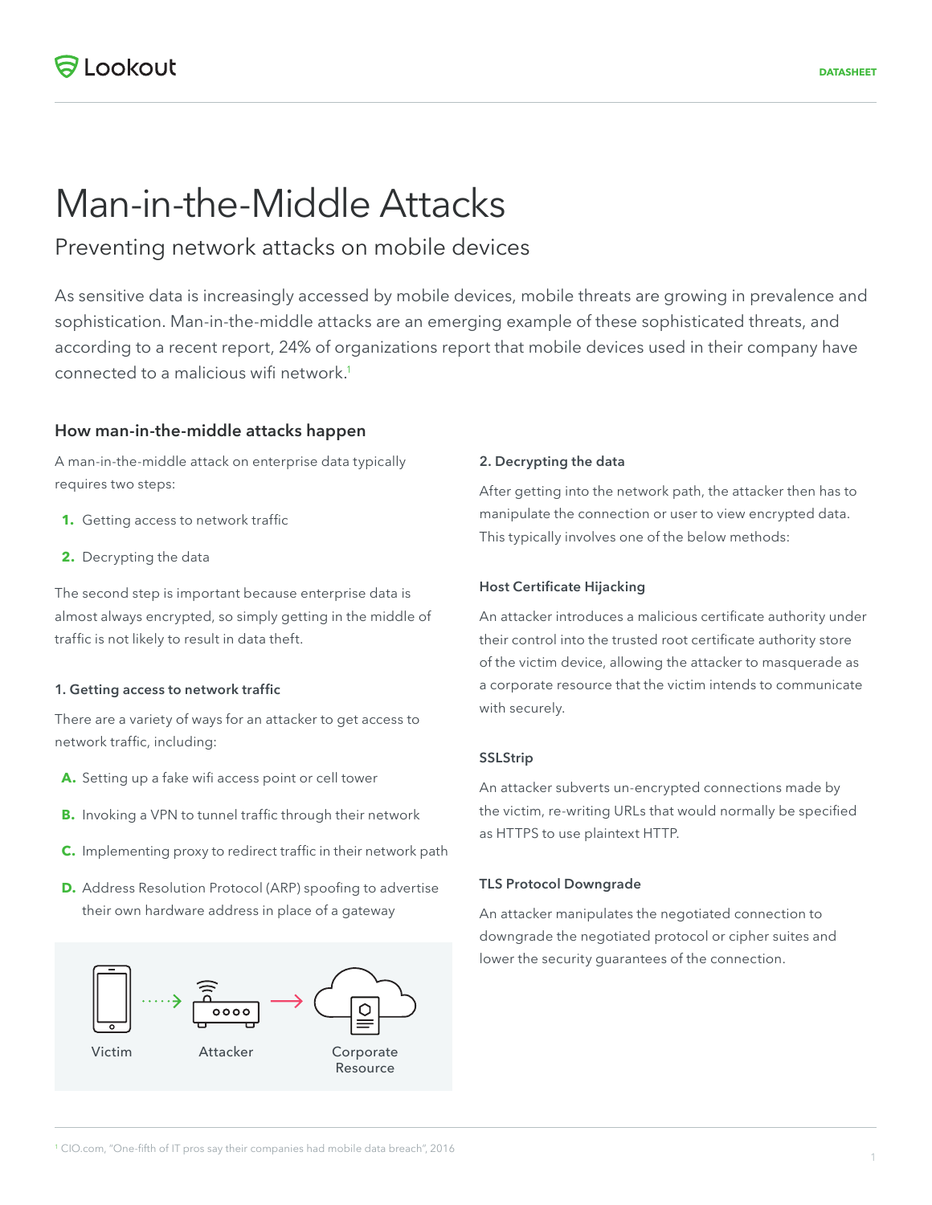Lookout

DATASHEET

# Man-in-the-Middle Attacks

## Preventing network attacks on mobile devices

As sensitive data is increasingly accessed by mobile devices, mobile threats are growing in prevalence and sophistication. Man-in-the-middle attacks are an emerging example of these sophisticated threats, and according to a recent report, 24% of organizations report that mobile devices used in their company have connected to a malicious wifi network.[1]

### How man-in-the-middle attacks happen

A man-in-the-middle attack on enterprise data typically requires two steps:

1. Getting access to network traffic
2. Decrypting the data

The second step is important because enterprise data is almost always encrypted, so simply getting in the middle of traffic is not likely to result in data theft.

#### 1. Getting access to network traffic

There are a variety of ways for an attacker to get access to network traffic, including:

A. Setting up a fake wifi access point or cell tower

B. Invoking a VPN to tunnel traffic through their network

C. Implementing proxy to redirect traffic in their network path

D. Address Resolution Protocol (ARP) spoofing to advertise their own hardware address in place of a gateway

Victim → Attacker → Corporate Resource

#### 2. Decrypting the data

After getting into the network path, the attacker then has to manipulate the connection or user to view encrypted data. This typically involves one of the below methods:

#### Host Certificate Hijacking

An attacker introduces a malicious certificate authority under their control into the trusted root certificate authority store of the victim device, allowing the attacker to masquerade as a corporate resource that the victim intends to communicate with securely.

#### SSLStrip

An attacker subverts un-encrypted connections made by the victim, re-writing URLs that would normally be specified as HTTPS to use plaintext HTTP.

#### TLS Protocol Downgrade

An attacker manipulates the negotiated connection to downgrade the negotiated protocol or cipher suites and lower the security guarantees of the connection.

[1] CIO.com, "One-fifth of IT pros say their companies had mobile data breach", 2016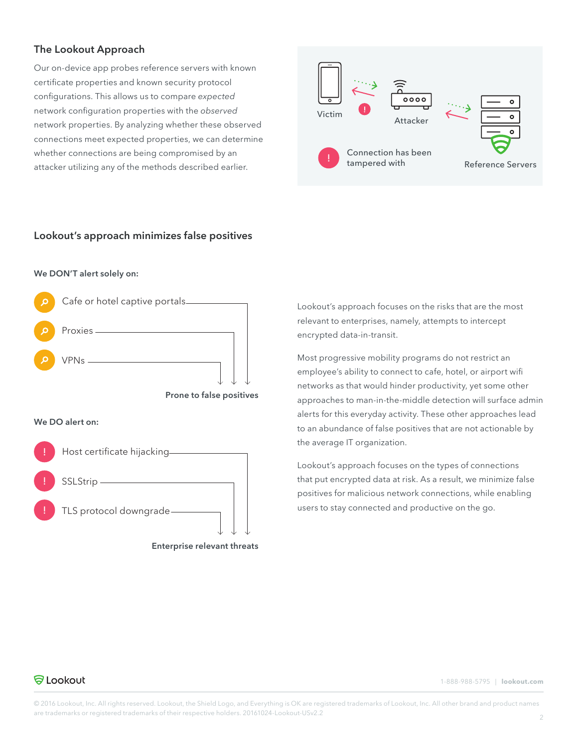## The Lookout Approach

Our on-device app probes reference servers with known certificate properties and known security protocol configurations. This allows us to compare *expected* network configuration properties with the *observed* network properties. By analyzing whether these observed connections meet expected properties, we can determine whether connections are being compromised by an attacker utilizing any of the methods described earlier.

Victim

Attacker

Reference Servers

Connection has been tampered with

## Lookout's approach minimizes false positives

**We DON'T alert solely on:**

- Cafe or hotel captive portals
- Proxies
- VPNs

**Prone to false positives**

**We DO alert on:**

- Host certificate hijacking
- SSLStrip
- TLS protocol downgrade

**Enterprise relevant threats**

Lookout's approach focuses on the risks that are the most relevant to enterprises, namely, attempts to intercept encrypted data-in-transit.

Most progressive mobility programs do not restrict an employee's ability to connect to cafe, hotel, or airport wifi networks as that would hinder productivity, yet some other approaches to man-in-the-middle detection will surface admin alerts for this everyday activity. These other approaches lead to an abundance of false positives that are not actionable by the average IT organization.

Lookout's approach focuses on the types of connections that put encrypted data at risk. As a result, we minimize false positives for malicious network connections, while enabling users to stay connected and productive on the go.

Lookout

1-888-988-5795 | **lookout.com**

© 2016 Lookout, Inc. All rights reserved. Lookout, the Shield Logo, and Everything is OK are registered trademarks of Lookout, Inc. All other brand and product names are trademarks or registered trademarks of their respective holders. 20161024-Lookout-USv2.2